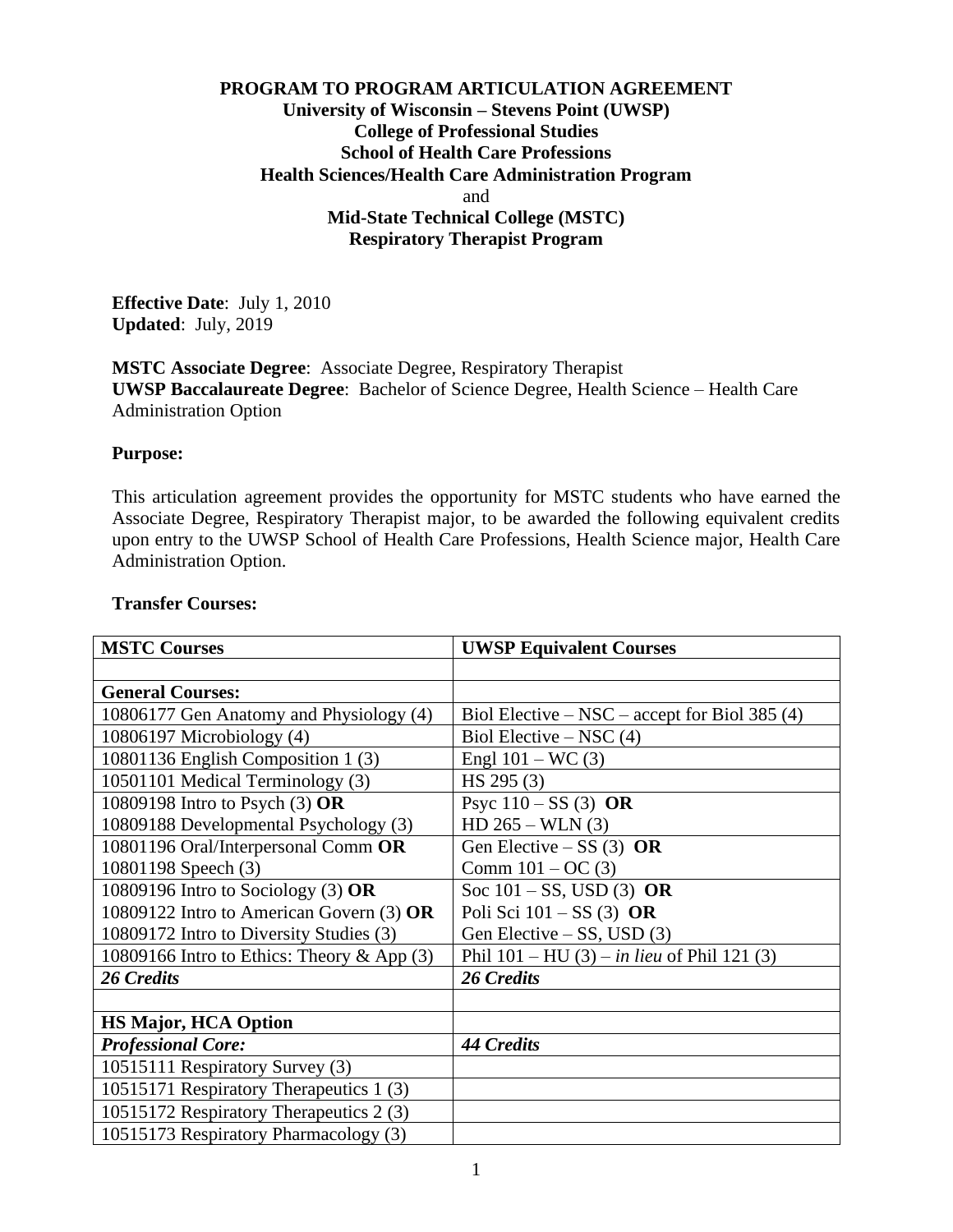**PROGRAM TO PROGRAM ARTICULATION AGREEMENT**
**University of Wisconsin – Stevens Point (UWSP)**
**College of Professional Studies**
**School of Health Care Professions**
**Health Sciences/Health Care Administration Program**
and
**Mid-State Technical College (MSTC)**
**Respiratory Therapist Program**

**Effective Date**: July 1, 2010
**Updated**: July, 2019

**MSTC Associate Degree**: Associate Degree, Respiratory Therapist
**UWSP Baccalaureate Degree**: Bachelor of Science Degree, Health Science – Health Care Administration Option

**Purpose:**

This articulation agreement provides the opportunity for MSTC students who have earned the Associate Degree, Respiratory Therapist major, to be awarded the following equivalent credits upon entry to the UWSP School of Health Care Professions, Health Science major, Health Care Administration Option.

**Transfer Courses:**

| **MSTC Courses** | **UWSP Equivalent Courses** |
|---|---|
| | |
| **General Courses:** | |
| 10806177 Gen Anatomy and Physiology (4) | Biol Elective – NSC – accept for Biol 385 (4) |
| 10806197 Microbiology (4) | Biol Elective – NSC (4) |
| 10801136 English Composition 1 (3) | Engl 101 – WC (3) |
| 10501101 Medical Terminology (3) | HS 295 (3) |
| 10809198 Intro to Psych (3) **OR**<br>10809188 Developmental Psychology (3) | Psyc 110 – SS (3) **OR**<br>HD 265 – WLN (3) |
| 10801196 Oral/Interpersonal Comm **OR**<br>10801198 Speech (3) | Gen Elective – SS (3) **OR**<br>Comm 101 – OC (3) |
| 10809196 Intro to Sociology (3) **OR**<br>10809122 Intro to American Govern (3) **OR**<br>10809172 Intro to Diversity Studies (3) | Soc 101 – SS, USD (3) **OR**<br>Poli Sci 101 – SS (3) **OR**<br>Gen Elective – SS, USD (3) |
| 10809166 Intro to Ethics: Theory & App (3) | Phil 101 – HU (3) – *in lieu* of Phil 121 (3) |
| ***26 Credits*** | ***26 Credits*** |
| | |
| **HS Major, HCA Option** | |
| ***Professional Core:*** | ***44 Credits*** |
| 10515111 Respiratory Survey (3) | |
| 10515171 Respiratory Therapeutics 1 (3) | |
| 10515172 Respiratory Therapeutics 2 (3) | |
| 10515173 Respiratory Pharmacology (3) | |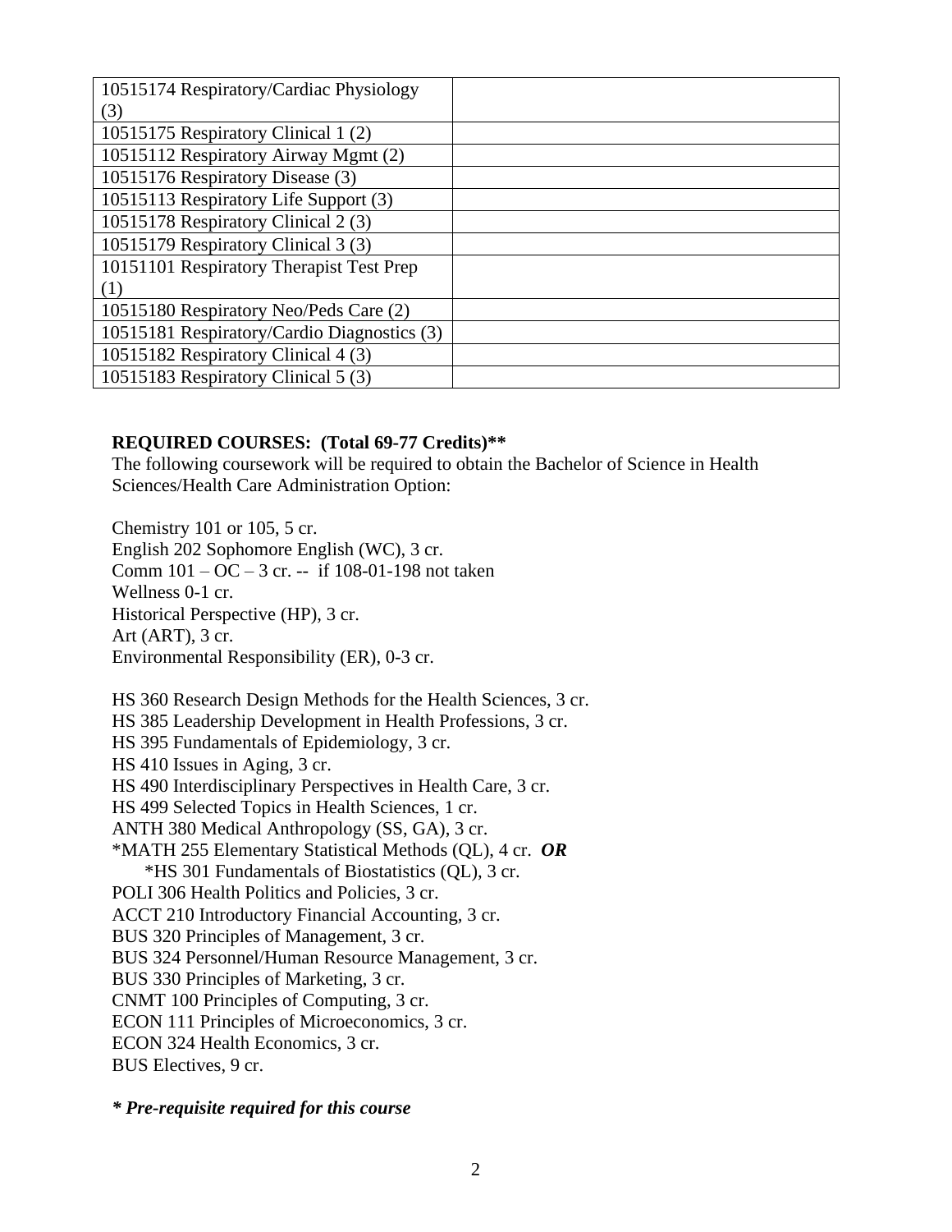| | |
|---|---|
| 10515174 Respiratory/Cardiac Physiology (3) | |
| 10515175 Respiratory Clinical 1 (2) | |
| 10515112 Respiratory Airway Mgmt (2) | |
| 10515176 Respiratory Disease (3) | |
| 10515113 Respiratory Life Support (3) | |
| 10515178 Respiratory Clinical 2 (3) | |
| 10515179 Respiratory Clinical 3 (3) | |
| 10151101 Respiratory Therapist Test Prep (1) | |
| 10515180 Respiratory Neo/Peds Care (2) | |
| 10515181 Respiratory/Cardio Diagnostics (3) | |
| 10515182 Respiratory Clinical 4 (3) | |
| 10515183 Respiratory Clinical 5 (3) | |

**REQUIRED COURSES: (Total 69-77 Credits)****

The following coursework will be required to obtain the Bachelor of Science in Health Sciences/Health Care Administration Option:

Chemistry 101 or 105, 5 cr.
English 202 Sophomore English (WC), 3 cr.
Comm 101 – OC – 3 cr. -- if 108-01-198 not taken
Wellness 0-1 cr.
Historical Perspective (HP), 3 cr.
Art (ART), 3 cr.
Environmental Responsibility (ER), 0-3 cr.

HS 360 Research Design Methods for the Health Sciences, 3 cr.
HS 385 Leadership Development in Health Professions, 3 cr.
HS 395 Fundamentals of Epidemiology, 3 cr.
HS 410 Issues in Aging, 3 cr.
HS 490 Interdisciplinary Perspectives in Health Care, 3 cr.
HS 499 Selected Topics in Health Sciences, 1 cr.
ANTH 380 Medical Anthropology (SS, GA), 3 cr.
*MATH 255 Elementary Statistical Methods (QL), 4 cr. ***OR***
 *HS 301 Fundamentals of Biostatistics (QL), 3 cr.
POLI 306 Health Politics and Policies, 3 cr.
ACCT 210 Introductory Financial Accounting, 3 cr.
BUS 320 Principles of Management, 3 cr.
BUS 324 Personnel/Human Resource Management, 3 cr.
BUS 330 Principles of Marketing, 3 cr.
CNMT 100 Principles of Computing, 3 cr.
ECON 111 Principles of Microeconomics, 3 cr.
ECON 324 Health Economics, 3 cr.
BUS Electives, 9 cr.

***\* Pre-requisite required for this course***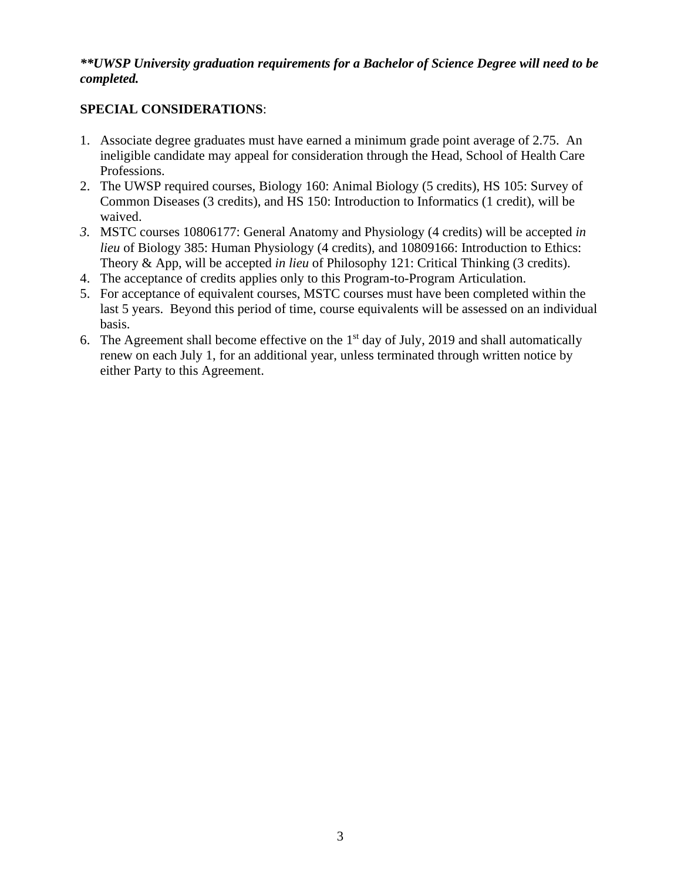***\*\*UWSP University graduation requirements for a Bachelor of Science Degree will need to be completed.***

**SPECIAL CONSIDERATIONS**:

1. Associate degree graduates must have earned a minimum grade point average of 2.75. An ineligible candidate may appeal for consideration through the Head, School of Health Care Professions.
2. The UWSP required courses, Biology 160: Animal Biology (5 credits), HS 105: Survey of Common Diseases (3 credits), and HS 150: Introduction to Informatics (1 credit), will be waived.
3. MSTC courses 10806177: General Anatomy and Physiology (4 credits) will be accepted *in lieu* of Biology 385: Human Physiology (4 credits), and 10809166: Introduction to Ethics: Theory & App, will be accepted *in lieu* of Philosophy 121: Critical Thinking (3 credits).
4. The acceptance of credits applies only to this Program-to-Program Articulation.
5. For acceptance of equivalent courses, MSTC courses must have been completed within the last 5 years. Beyond this period of time, course equivalents will be assessed on an individual basis.
6. The Agreement shall become effective on the 1st day of July, 2019 and shall automatically renew on each July 1, for an additional year, unless terminated through written notice by either Party to this Agreement.